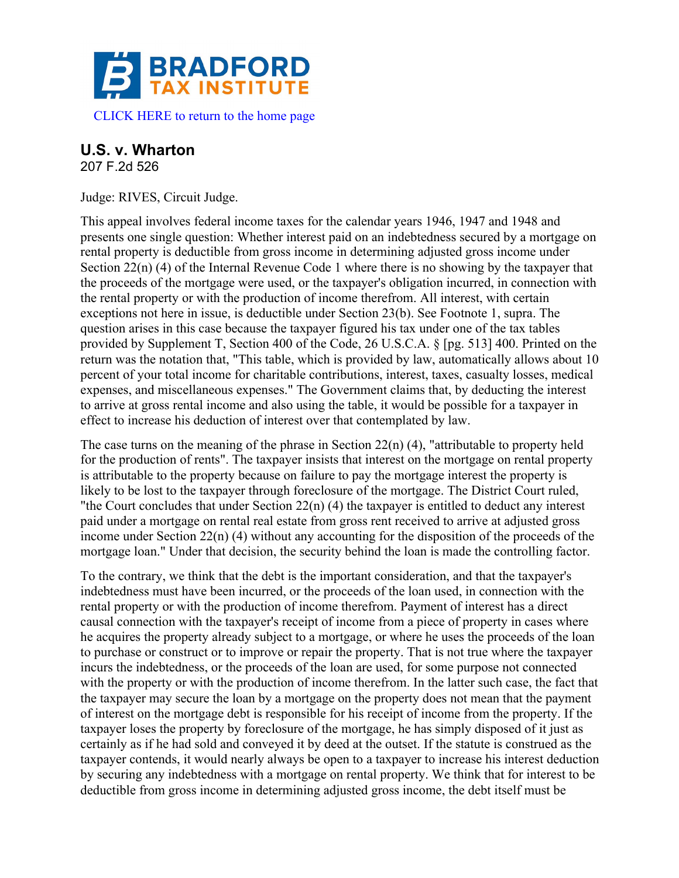CLICK HERE to return to the home page

## U.S. v. Wharton

207 F.2d 526

Judge: RIVES, Circuit Judge.

This appeal involves federal income taxes for the calendar years 1946, 1947 and 1948 and presents one single question: Whether interest paid on an indebtedness secured by a mortgage on rental property is deductible from gross income in determining adjusted gross income under Section 22(n) (4) of the Internal Revenue Code 1 where there is no showing by the taxpayer that the proceeds of the mortgage were used, or the taxpayer's obligation incurred, in connection with the rental property or with the production of income therefrom. All interest, with certain exceptions not here in issue, is deductible under Section 23(b). See Footnote 1, supra. The question arises in this case because the taxpayer figured his tax under one of the tax tables provided by Supplement T, Section 400 of the Code, 26 U.S.C.A. § [pg. 513] 400. Printed on the return was the notation that, "This table, which is provided by law, automatically allows about 10 percent of your total income for charitable contributions, interest, taxes, casualty losses, medical expenses, and miscellaneous expenses." The Government claims that, by deducting the interest to arrive at gross rental income and also using the table, it would be possible for a taxpayer in effect to increase his deduction of interest over that contemplated by law.

The case turns on the meaning of the phrase in Section 22(n) (4), "attributable to property held for the production of rents". The taxpayer insists that interest on the mortgage on rental property is attributable to the property because on failure to pay the mortgage interest the property is likely to be lost to the taxpayer through foreclosure of the mortgage. The District Court ruled, "the Court concludes that under Section 22(n) (4) the taxpayer is entitled to deduct any interest paid under a mortgage on rental real estate from gross rent received to arrive at adjusted gross income under Section 22(n) (4) without any accounting for the disposition of the proceeds of the mortgage loan." Under that decision, the security behind the loan is made the controlling factor.

To the contrary, we think that the debt is the important consideration, and that the taxpayer's indebtedness must have been incurred, or the proceeds of the loan used, in connection with the rental property or with the production of income therefrom. Payment of interest has a direct causal connection with the taxpayer's receipt of income from a piece of property in cases where he acquires the property already subject to a mortgage, or where he uses the proceeds of the loan to purchase or construct or to improve or repair the property. That is not true where the taxpayer incurs the indebtedness, or the proceeds of the loan are used, for some purpose not connected with the property or with the production of income therefrom. In the latter such case, the fact that the taxpayer may secure the loan by a mortgage on the property does not mean that the payment of interest on the mortgage debt is responsible for his receipt of income from the property. If the taxpayer loses the property by foreclosure of the mortgage, he has simply disposed of it just as certainly as if he had sold and conveyed it by deed at the outset. If the statute is construed as the taxpayer contends, it would nearly always be open to a taxpayer to increase his interest deduction by securing any indebtedness with a mortgage on rental property. We think that for interest to be deductible from gross income in determining adjusted gross income, the debt itself must be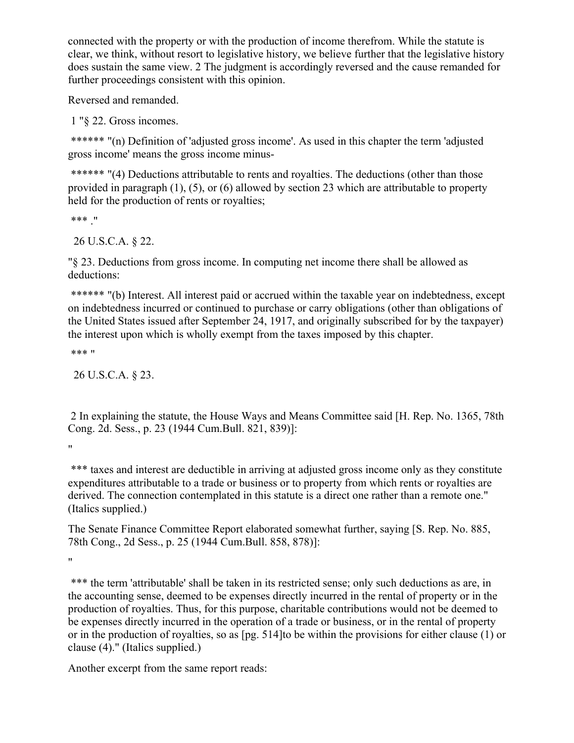connected with the property or with the production of income therefrom. While the statute is clear, we think, without resort to legislative history, we believe further that the legislative history does sustain the same view. 2 The judgment is accordingly reversed and the cause remanded for further proceedings consistent with this opinion.

Reversed and remanded.

1 "§ 22. Gross incomes.

****** "(n) Definition of 'adjusted gross income'. As used in this chapter the term 'adjusted gross income' means the gross income minus-

****** "(4) Deductions attributable to rents and royalties. The deductions (other than those provided in paragraph (1), (5), or (6) allowed by section 23 which are attributable to property held for the production of rents or royalties;

*** ."

26 U.S.C.A. § 22.

"§ 23. Deductions from gross income. In computing net income there shall be allowed as deductions:

****** "(b) Interest. All interest paid or accrued within the taxable year on indebtedness, except on indebtedness incurred or continued to purchase or carry obligations (other than obligations of the United States issued after September 24, 1917, and originally subscribed for by the taxpayer) the interest upon which is wholly exempt from the taxes imposed by this chapter.

*** "

26 U.S.C.A. § 23.

2 In explaining the statute, the House Ways and Means Committee said [H. Rep. No. 1365, 78th Cong. 2d. Sess., p. 23 (1944 Cum.Bull. 821, 839)]:

"

*** taxes and interest are deductible in arriving at adjusted gross income only as they constitute expenditures attributable to a trade or business or to property from which rents or royalties are derived. The connection contemplated in this statute is a direct one rather than a remote one." (Italics supplied.)

The Senate Finance Committee Report elaborated somewhat further, saying [S. Rep. No. 885, 78th Cong., 2d Sess., p. 25 (1944 Cum.Bull. 858, 878)]:

"

*** the term 'attributable' shall be taken in its restricted sense; only such deductions as are, in the accounting sense, deemed to be expenses directly incurred in the rental of property or in the production of royalties. Thus, for this purpose, charitable contributions would not be deemed to be expenses directly incurred in the operation of a trade or business, or in the rental of property or in the production of royalties, so as [pg. 514]to be within the provisions for either clause (1) or clause (4)." (Italics supplied.)

Another excerpt from the same report reads: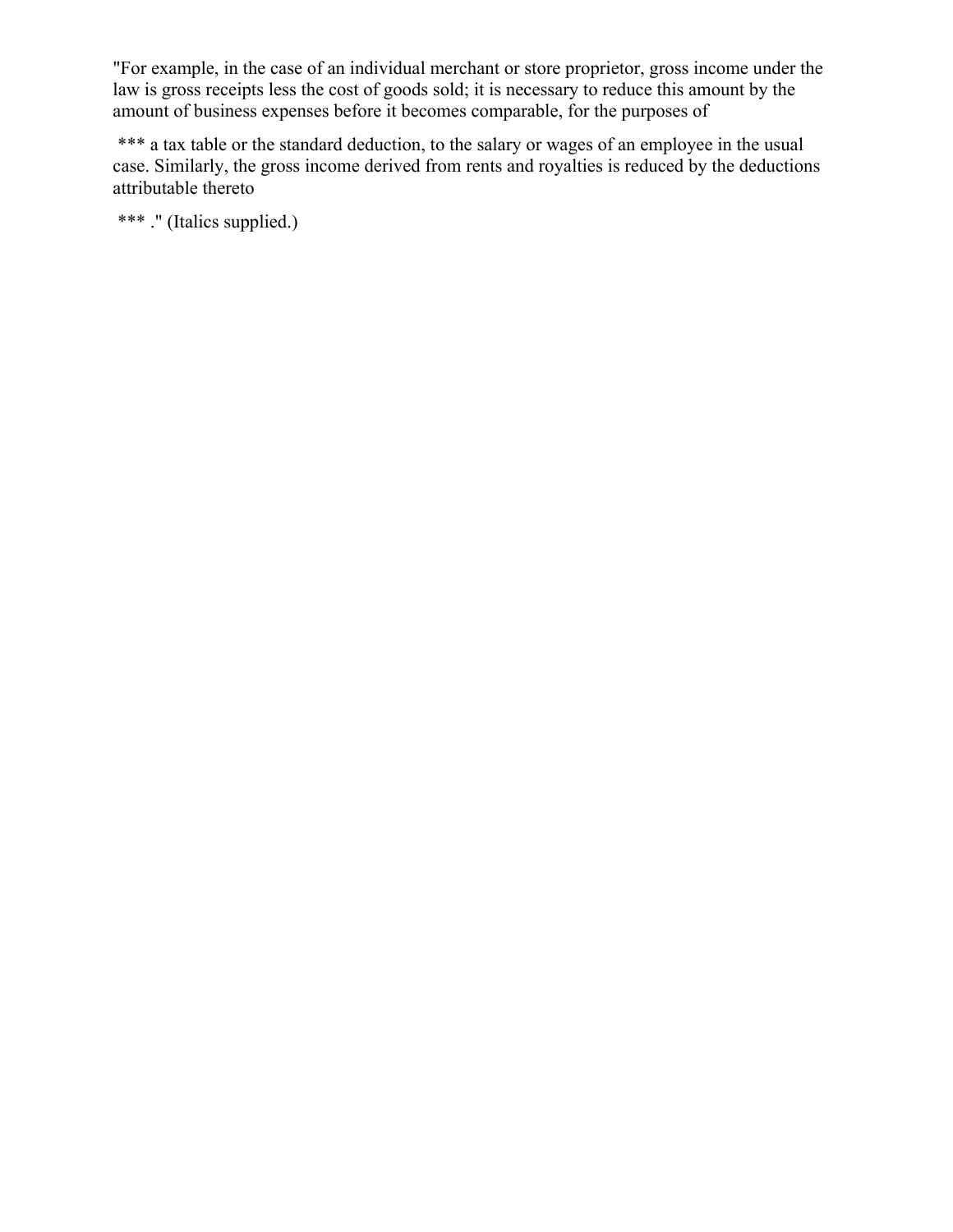"For example, in the case of an individual merchant or store proprietor, gross income under the law is gross receipts less the cost of goods sold; it is necessary to reduce this amount by the amount of business expenses before it becomes comparable, for the purposes of

*** a tax table or the standard deduction, to the salary or wages of an employee in the usual case. Similarly, the gross income derived from rents and royalties is reduced by the deductions attributable thereto

*** ." (Italics supplied.)